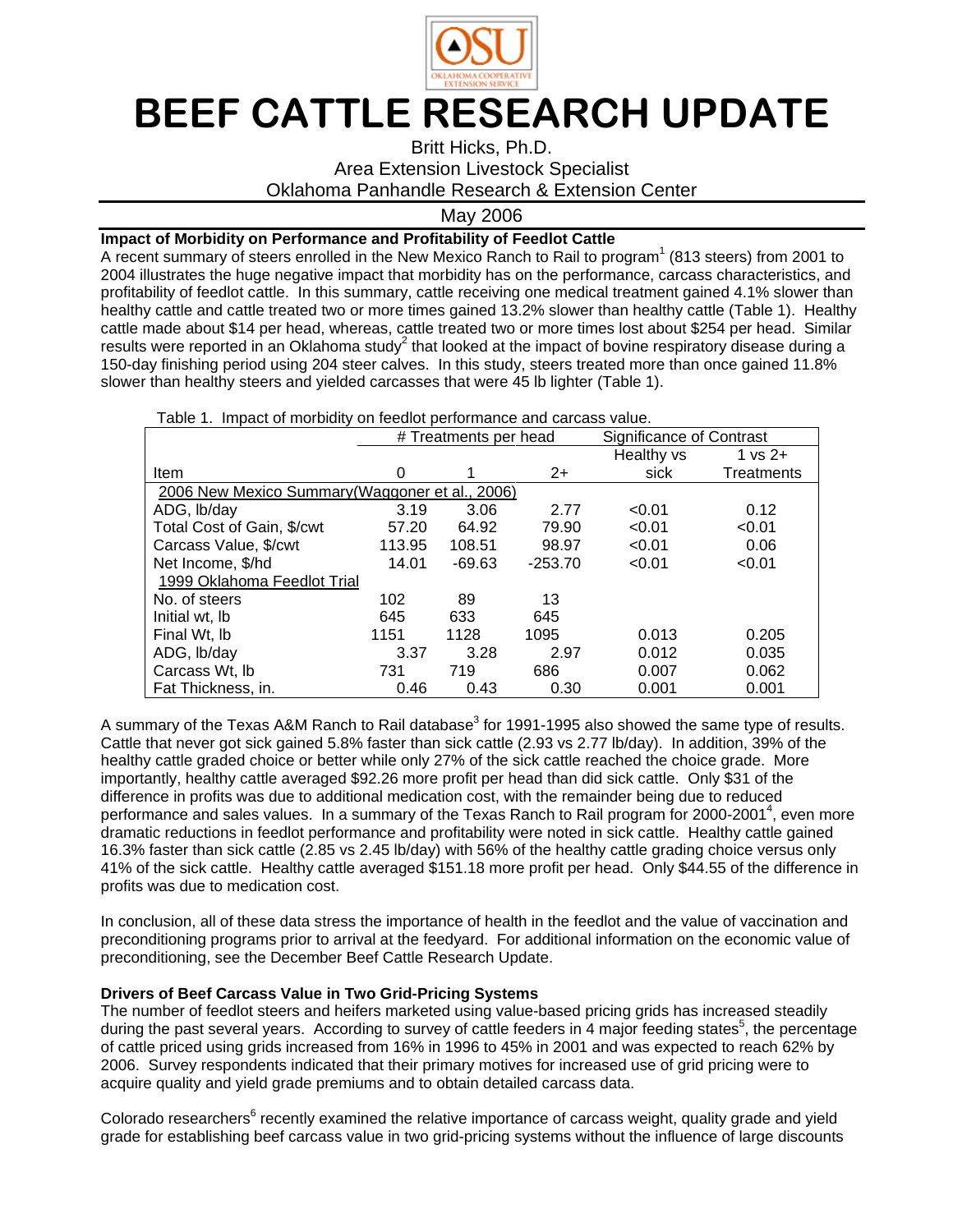# BEEF CATTLE RESEARCH UPDATE

Britt Hicks, Ph.D.
Area Extension Livestock Specialist
Oklahoma Panhandle Research & Extension Center

May 2006

**Impact of Morbidity on Performance and Profitability of Feedlot Cattle**

A recent summary of steers enrolled in the New Mexico Ranch to Rail program[1] (813 steers) from 2001 to 2004 illustrates the huge negative impact that morbidity has on the performance, carcass characteristics, and profitability of feedlot cattle. In this summary, cattle receiving one medical treatment gained 4.1% slower than healthy cattle and cattle treated two or more times gained 13.2% slower than healthy cattle (Table 1). Healthy cattle made about $14 per head, whereas, cattle treated two or more times lost about $254 per head. Similar results were reported in an Oklahoma study[2] that looked at the impact of bovine respiratory disease during a 150-day finishing period using 204 steer calves. In this study, steers treated more than once gained 11.8% slower than healthy steers and yielded carcasses that were 45 lb lighter (Table 1).

Table 1. Impact of morbidity on feedlot performance and carcass value.

| | # Treatments per head | | | Significance of Contrast | |
|---|---|---|---|---|---|
| | | | | Healthy vs | 1 vs 2+ |
| Item | 0 | 1 | 2+ | sick | Treatments |
| 2006 New Mexico Summary(Waggoner et al., 2006) | | | | | |
| ADG, lb/day | 3.19 | 3.06 | 2.77 | <0.01 | 0.12 |
| Total Cost of Gain, $/cwt | 57.20 | 64.92 | 79.90 | <0.01 | <0.01 |
| Carcass Value, $/cwt | 113.95 | 108.51 | 98.97 | <0.01 | 0.06 |
| Net Income, $/hd | 14.01 | -69.63 | -253.70 | <0.01 | <0.01 |
| 1999 Oklahoma Feedlot Trial | | | | | |
| No. of steers | 102 | 89 | 13 | | |
| Initial wt, lb | 645 | 633 | 645 | | |
| Final Wt, lb | 1151 | 1128 | 1095 | 0.013 | 0.205 |
| ADG, lb/day | 3.37 | 3.28 | 2.97 | 0.012 | 0.035 |
| Carcass Wt, lb | 731 | 719 | 686 | 0.007 | 0.062 |
| Fat Thickness, in. | 0.46 | 0.43 | 0.30 | 0.001 | 0.001 |

A summary of the Texas A&M Ranch to Rail database[3] for 1991-1995 also showed the same type of results. Cattle that never got sick gained 5.8% faster than sick cattle (2.93 vs 2.77 lb/day). In addition, 39% of the healthy cattle graded choice or better while only 27% of the sick cattle reached the choice grade. More importantly, healthy cattle averaged $92.26 more profit per head than did sick cattle. Only $31 of the difference in profits was due to additional medication cost, with the remainder being due to reduced performance and sales values. In a summary of the Texas Ranch to Rail program for 2000-2001[4], even more dramatic reductions in feedlot performance and profitability were noted in sick cattle. Healthy cattle gained 16.3% faster than sick cattle (2.85 vs 2.45 lb/day) with 56% of the healthy cattle grading choice versus only 41% of the sick cattle. Healthy cattle averaged $151.18 more profit per head. Only $44.55 of the difference in profits was due to medication cost.

In conclusion, all of these data stress the importance of health in the feedlot and the value of vaccination and preconditioning programs prior to arrival at the feedyard. For additional information on the economic value of preconditioning, see the December Beef Cattle Research Update.

**Drivers of Beef Carcass Value in Two Grid-Pricing Systems**

The number of feedlot steers and heifers marketed using value-based pricing grids has increased steadily during the past several years. According to survey of cattle feeders in 4 major feeding states[5], the percentage of cattle priced using grids increased from 16% in 1996 to 45% in 2001 and was expected to reach 62% by 2006. Survey respondents indicated that their primary motives for increased use of grid pricing were to acquire quality and yield grade premiums and to obtain detailed carcass data.

Colorado researchers[6] recently examined the relative importance of carcass weight, quality grade and yield grade for establishing beef carcass value in two grid-pricing systems without the influence of large discounts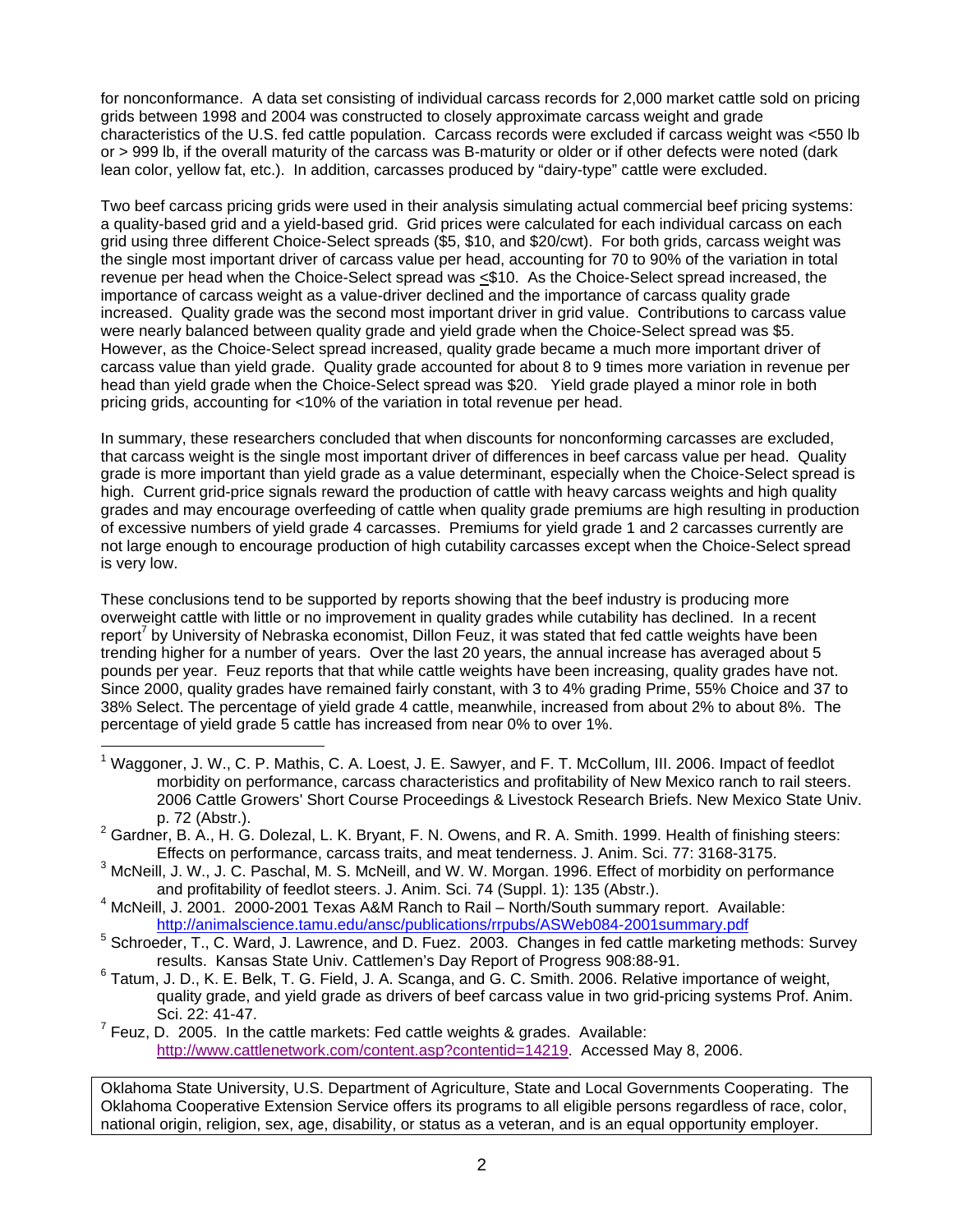for nonconformance. A data set consisting of individual carcass records for 2,000 market cattle sold on pricing grids between 1998 and 2004 was constructed to closely approximate carcass weight and grade characteristics of the U.S. fed cattle population. Carcass records were excluded if carcass weight was <550 lb or > 999 lb, if the overall maturity of the carcass was B-maturity or older or if other defects were noted (dark lean color, yellow fat, etc.). In addition, carcasses produced by "dairy-type" cattle were excluded.

Two beef carcass pricing grids were used in their analysis simulating actual commercial beef pricing systems: a quality-based grid and a yield-based grid. Grid prices were calculated for each individual carcass on each grid using three different Choice-Select spreads ($5, $10, and $20/cwt). For both grids, carcass weight was the single most important driver of carcass value per head, accounting for 70 to 90% of the variation in total revenue per head when the Choice-Select spread was ≤$10. As the Choice-Select spread increased, the importance of carcass weight as a value-driver declined and the importance of carcass quality grade increased. Quality grade was the second most important driver in grid value. Contributions to carcass value were nearly balanced between quality grade and yield grade when the Choice-Select spread was $5. However, as the Choice-Select spread increased, quality grade became a much more important driver of carcass value than yield grade. Quality grade accounted for about 8 to 9 times more variation in revenue per head than yield grade when the Choice-Select spread was $20. Yield grade played a minor role in both pricing grids, accounting for <10% of the variation in total revenue per head.

In summary, these researchers concluded that when discounts for nonconforming carcasses are excluded, that carcass weight is the single most important driver of differences in beef carcass value per head. Quality grade is more important than yield grade as a value determinant, especially when the Choice-Select spread is high. Current grid-price signals reward the production of cattle with heavy carcass weights and high quality grades and may encourage overfeeding of cattle when quality grade premiums are high resulting in production of excessive numbers of yield grade 4 carcasses. Premiums for yield grade 1 and 2 carcasses currently are not large enough to encourage production of high cutability carcasses except when the Choice-Select spread is very low.

These conclusions tend to be supported by reports showing that the beef industry is producing more overweight cattle with little or no improvement in quality grades while cutability has declined. In a recent report[7] by University of Nebraska economist, Dillon Feuz, it was stated that fed cattle weights have been trending higher for a number of years. Over the last 20 years, the annual increase has averaged about 5 pounds per year. Feuz reports that that while cattle weights have been increasing, quality grades have not. Since 2000, quality grades have remained fairly constant, with 3 to 4% grading Prime, 55% Choice and 37 to 38% Select. The percentage of yield grade 4 cattle, meanwhile, increased from about 2% to about 8%. The percentage of yield grade 5 cattle has increased from near 0% to over 1%.

---

[1] Waggoner, J. W., C. P. Mathis, C. A. Loest, J. E. Sawyer, and F. T. McCollum, III. 2006. Impact of feedlot morbidity on performance, carcass characteristics and profitability of New Mexico ranch to rail steers. 2006 Cattle Growers' Short Course Proceedings & Livestock Research Briefs. New Mexico State Univ. p. 72 (Abstr.).

[2] Gardner, B. A., H. G. Dolezal, L. K. Bryant, F. N. Owens, and R. A. Smith. 1999. Health of finishing steers: Effects on performance, carcass traits, and meat tenderness. J. Anim. Sci. 77: 3168-3175.

[3] McNeill, J. W., J. C. Paschal, M. S. McNeill, and W. W. Morgan. 1996. Effect of morbidity on performance and profitability of feedlot steers. J. Anim. Sci. 74 (Suppl. 1): 135 (Abstr.).

[4] McNeill, J. 2001. 2000-2001 Texas A&M Ranch to Rail – North/South summary report. Available: http://animalscience.tamu.edu/ansc/publications/rrpubs/ASWeb084-2001summary.pdf

[5] Schroeder, T., C. Ward, J. Lawrence, and D. Fuez. 2003. Changes in fed cattle marketing methods: Survey results. Kansas State Univ. Cattlemen's Day Report of Progress 908:88-91.

[6] Tatum, J. D., K. E. Belk, T. G. Field, J. A. Scanga, and G. C. Smith. 2006. Relative importance of weight, quality grade, and yield grade as drivers of beef carcass value in two grid-pricing systems Prof. Anim. Sci. 22: 41-47.

[7] Feuz, D. 2005. In the cattle markets: Fed cattle weights & grades. Available: http://www.cattlenetwork.com/content.asp?contentid=14219. Accessed May 8, 2006.

Oklahoma State University, U.S. Department of Agriculture, State and Local Governments Cooperating. The Oklahoma Cooperative Extension Service offers its programs to all eligible persons regardless of race, color, national origin, religion, sex, age, disability, or status as a veteran, and is an equal opportunity employer.